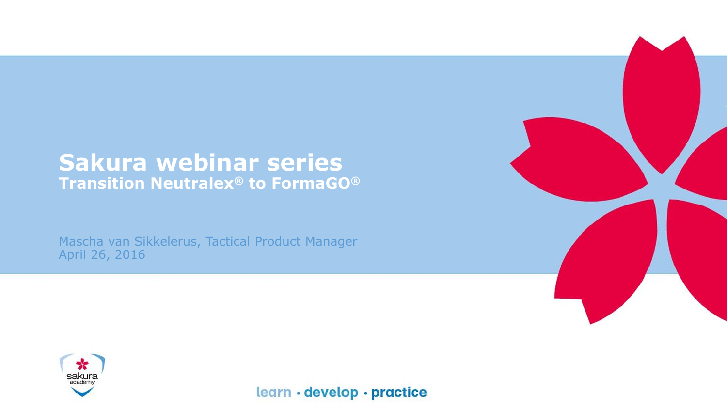# Sakura webinar series

## Transition Neutralex® to FormaGO®

Mascha van Sikkelerus, Tactical Product Manager
April 26, 2016

sakura academy

learn • develop • practice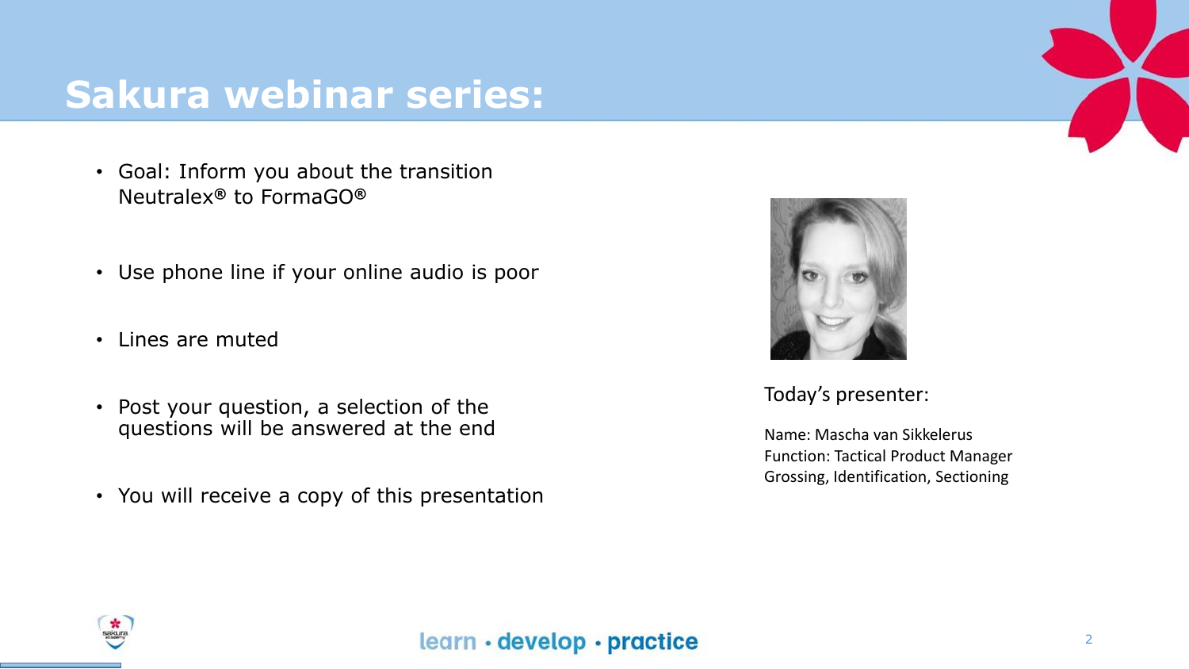# Sakura webinar series:

- Goal: Inform you about the transition Neutralex® to FormaGO®
- Use phone line if your online audio is poor
- Lines are muted
- Post your question, a selection of the questions will be answered at the end
- You will receive a copy of this presentation

Today's presenter:

Name: Mascha van Sikkelerus
Function: Tactical Product Manager Grossing, Identification, Sectioning

learn • develop • practice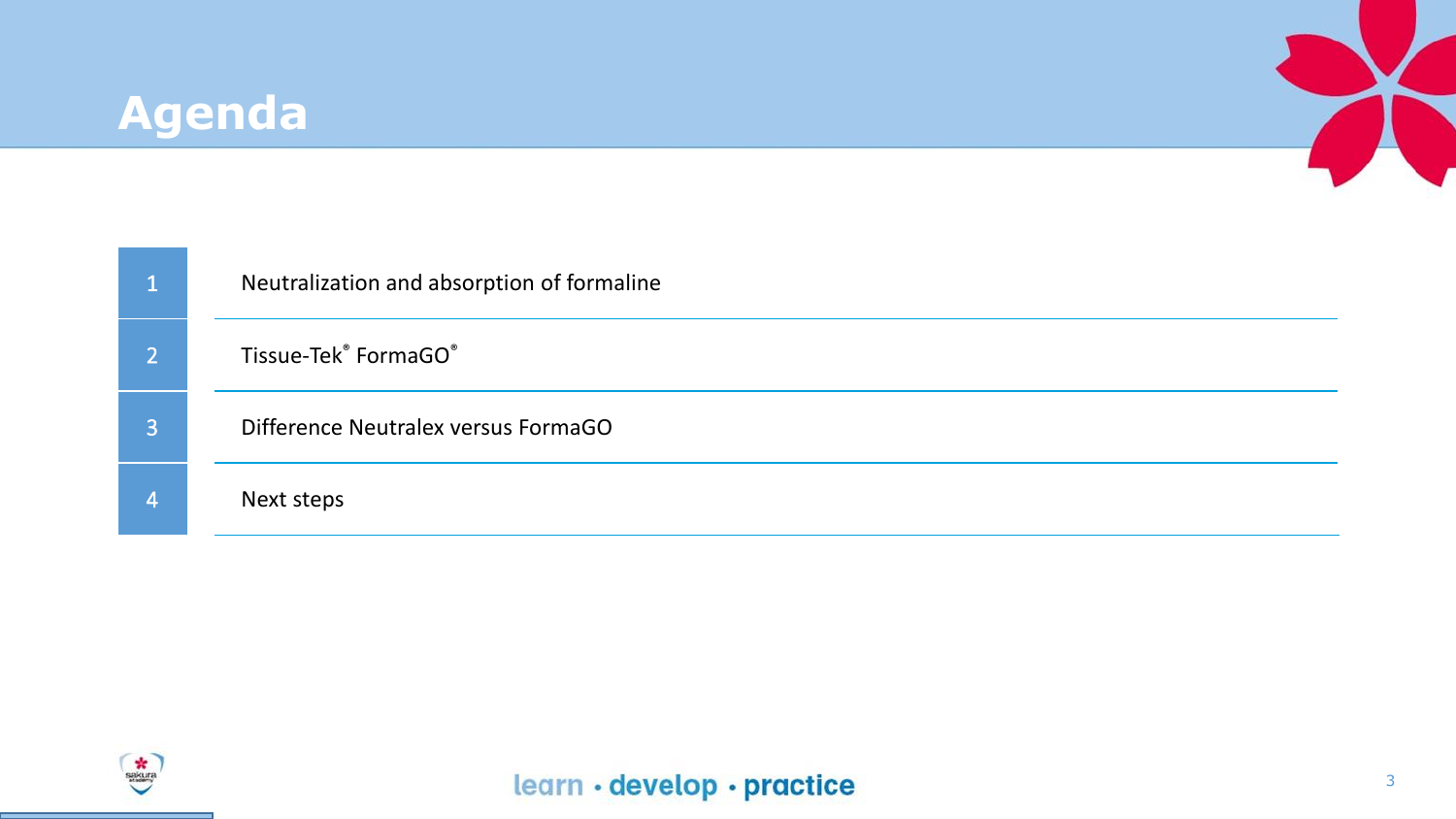# Agenda

1. Neutralization and absorption of formaline
2. Tissue-Tek® FormaGO®
3. Difference Neutralex versus FormaGO
4. Next steps

learn • develop • practice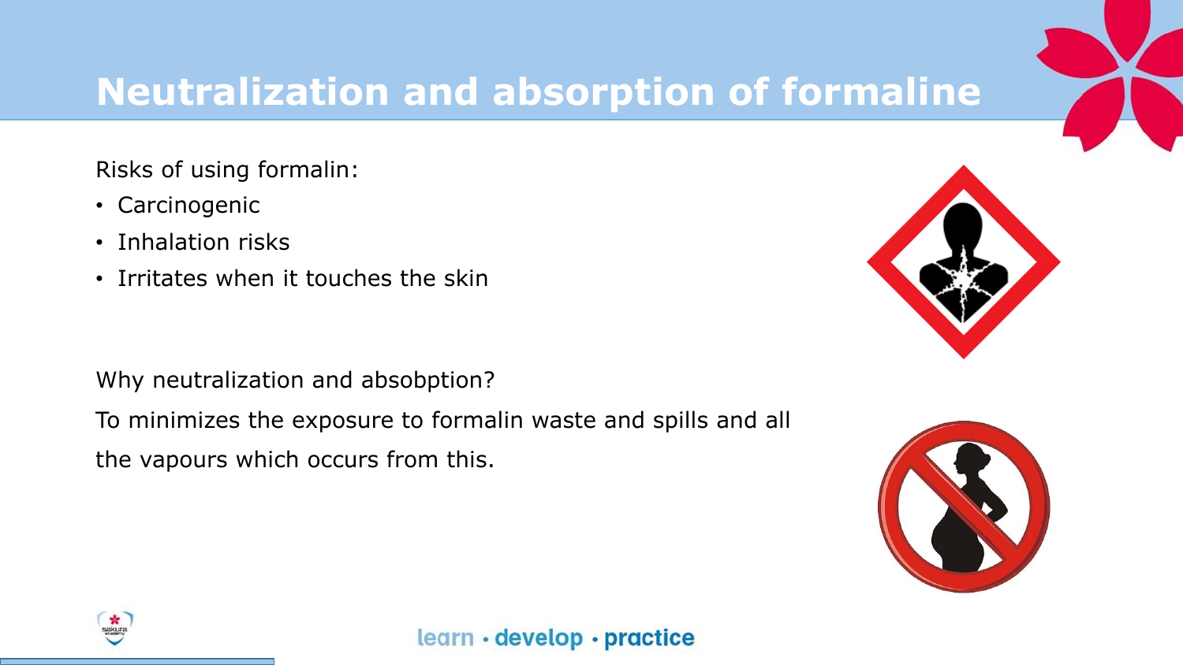# Neutralization and absorption of formaline

Risks of using formalin:

- Carcinogenic
- Inhalation risks
- Irritates when it touches the skin

Why neutralization and absobption?

To minimizes the exposure to formalin waste and spills and all the vapours which occurs from this.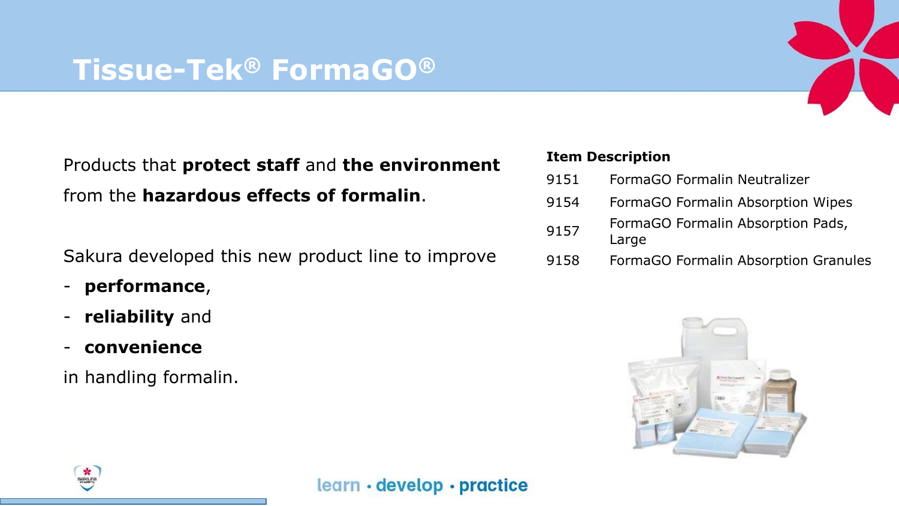# Tissue-Tek® FormaGO®

Products that **protect staff** and **the environment** from the **hazardous effects of formalin**.

Sakura developed this new product line to improve

- **performance**,
- **reliability** and
- **convenience**

in handling formalin.

| Item | Description |
| --- | --- |
| 9151 | FormaGO Formalin Neutralizer |
| 9154 | FormaGO Formalin Absorption Wipes |
| 9157 | FormaGO Formalin Absorption Pads, Large |
| 9158 | FormaGO Formalin Absorption Granules |

learn • develop • practice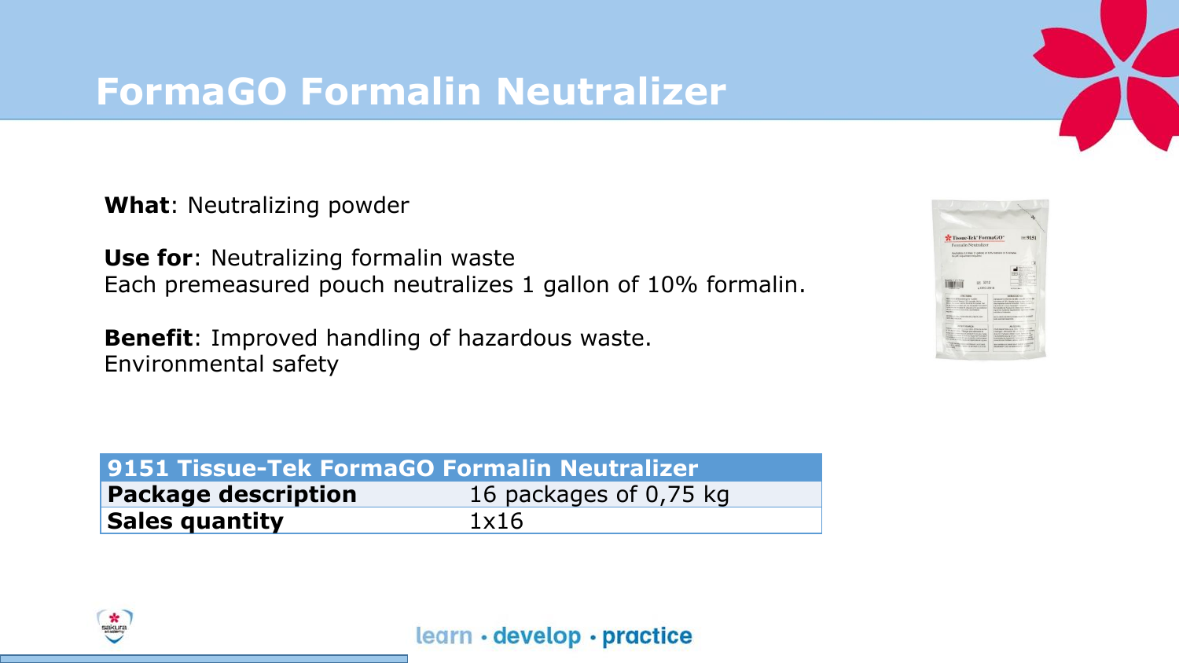# FormaGO Formalin Neutralizer

**What**: Neutralizing powder

**Use for**: Neutralizing formalin waste
Each premeasured pouch neutralizes 1 gallon of 10% formalin.

**Benefit**: Improved handling of hazardous waste.
Environmental safety

| 9151 Tissue-Tek FormaGO Formalin Neutralizer | |
|---|---|
| **Package description** | 16 packages of 0,75 kg |
| **Sales quantity** | 1x16 |

learn • develop • practice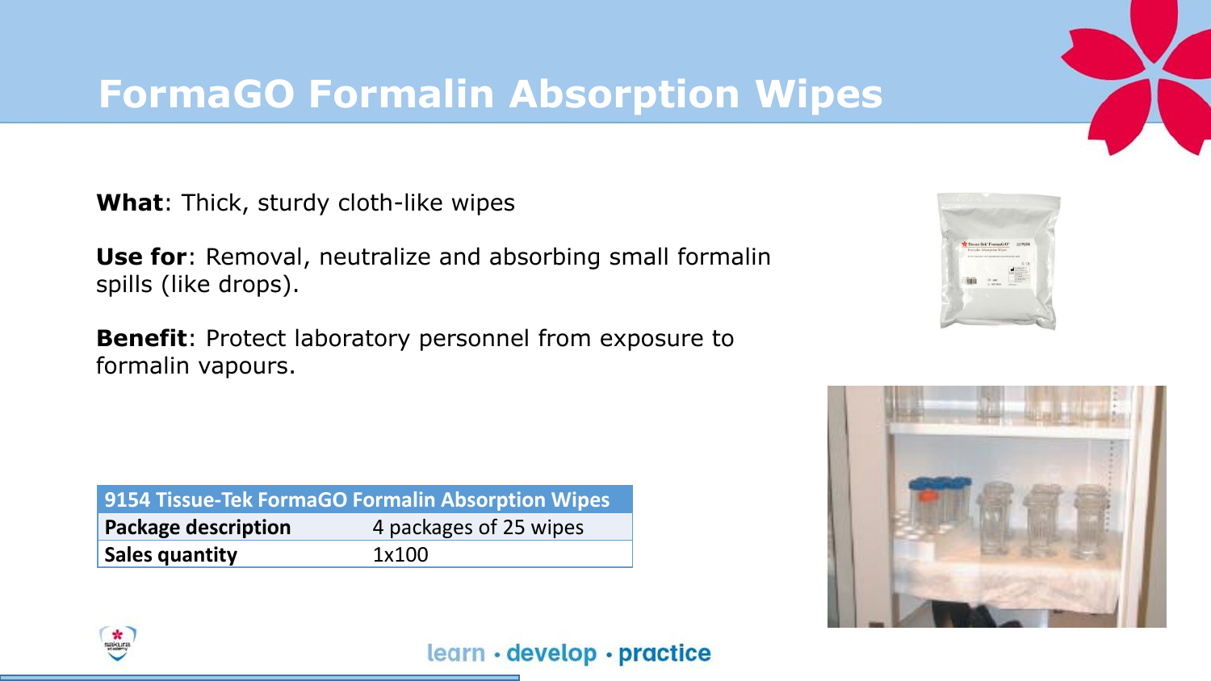# FormaGO Formalin Absorption Wipes

**What**: Thick, sturdy cloth-like wipes

**Use for**: Removal, neutralize and absorbing small formalin spills (like drops).

**Benefit**: Protect laboratory personnel from exposure to formalin vapours.

| 9154 Tissue-Tek FormaGO Formalin Absorption Wipes | |
| --- | --- |
| **Package description** | 4 packages of 25 wipes |
| **Sales quantity** | 1x100 |

learn • develop • practice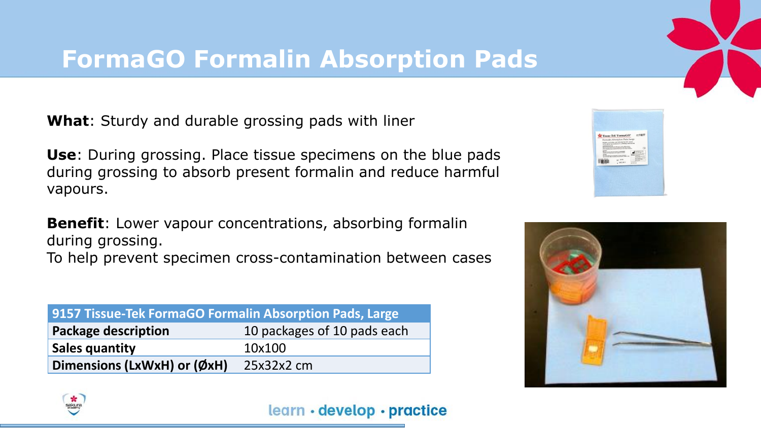# FormaGO Formalin Absorption Pads

**What**: Sturdy and durable grossing pads with liner

**Use**: During grossing. Place tissue specimens on the blue pads during grossing to absorb present formalin and reduce harmful vapours.

**Benefit**: Lower vapour concentrations, absorbing formalin during grossing.
To help prevent specimen cross-contamination between cases

| 9157 Tissue-Tek FormaGO Formalin Absorption Pads, Large | |
|---|---|
| **Package description** | 10 packages of 10 pads each |
| **Sales quantity** | 10x100 |
| **Dimensions (LxWxH) or (ØxH)** | 25x32x2 cm |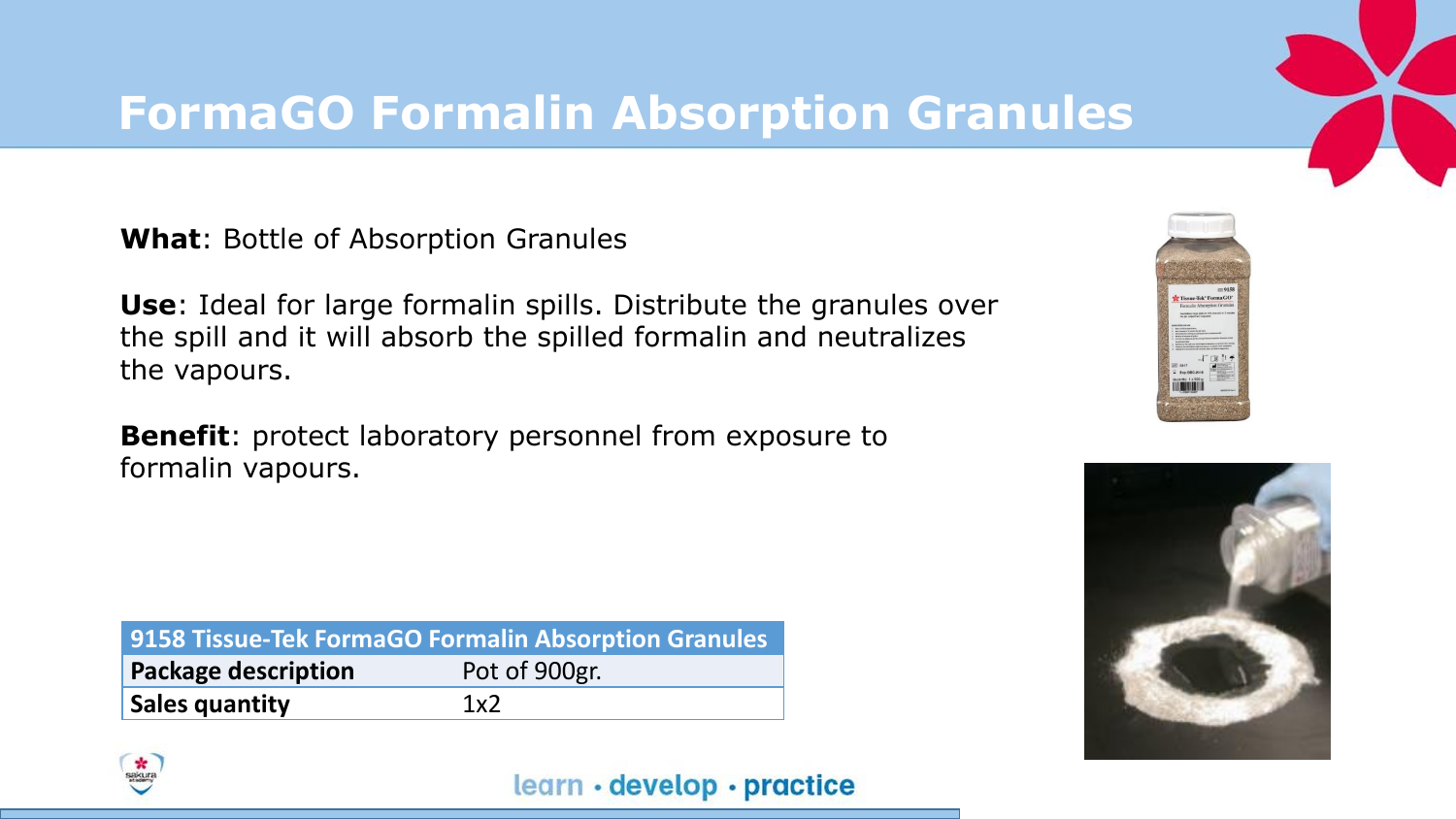# FormaGO Formalin Absorption Granules

**What**: Bottle of Absorption Granules

**Use**: Ideal for large formalin spills. Distribute the granules over the spill and it will absorb the spilled formalin and neutralizes the vapours.

**Benefit**: protect laboratory personnel from exposure to formalin vapours.

| 9158 Tissue-Tek FormaGO Formalin Absorption Granules | |
| --- | --- |
| **Package description** | Pot of 900gr. |
| **Sales quantity** | 1x2 |

learn • develop • practice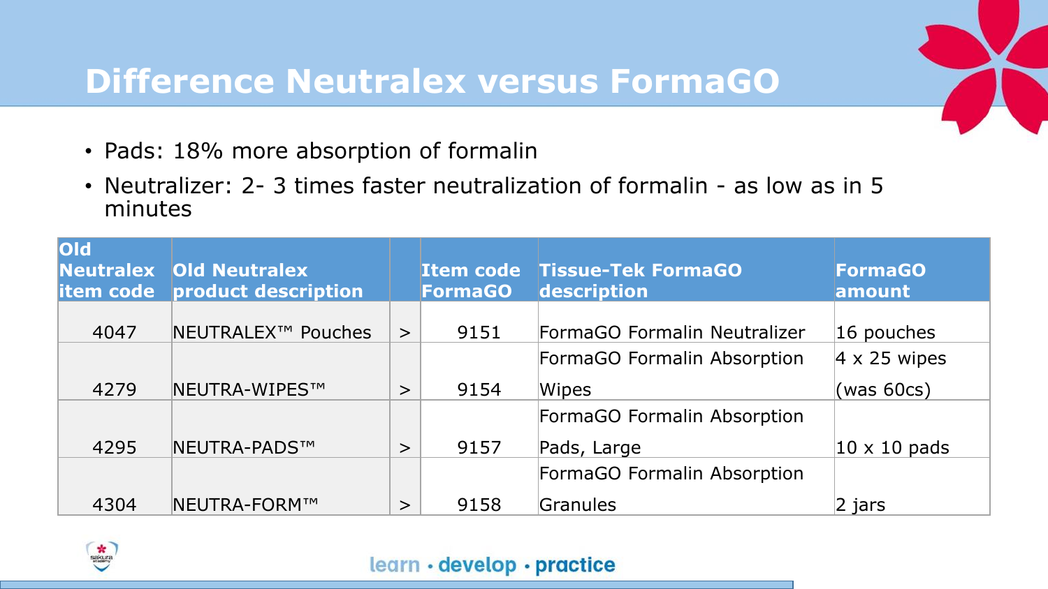# Difference Neutralex versus FormaGO

- Pads: 18% more absorption of formalin
- Neutralizer: 2- 3 times faster neutralization of formalin - as low as in 5 minutes

| Old Neutralex item code | Old Neutralex product description | | Item code FormaGO | Tissue-Tek FormaGO description | FormaGO amount |
|---|---|---|---|---|---|
| 4047 | NEUTRALEX™ Pouches | > | 9151 | FormaGO Formalin Neutralizer | 16 pouches |
| 4279 | NEUTRA-WIPES™ | > | 9154 | FormaGO Formalin Absorption Wipes | 4 x 25 wipes (was 60cs) |
| 4295 | NEUTRA-PADS™ | > | 9157 | FormaGO Formalin Absorption Pads, Large | 10 x 10 pads |
| 4304 | NEUTRA-FORM™ | > | 9158 | FormaGO Formalin Absorption Granules | 2 jars |

learn • develop • practice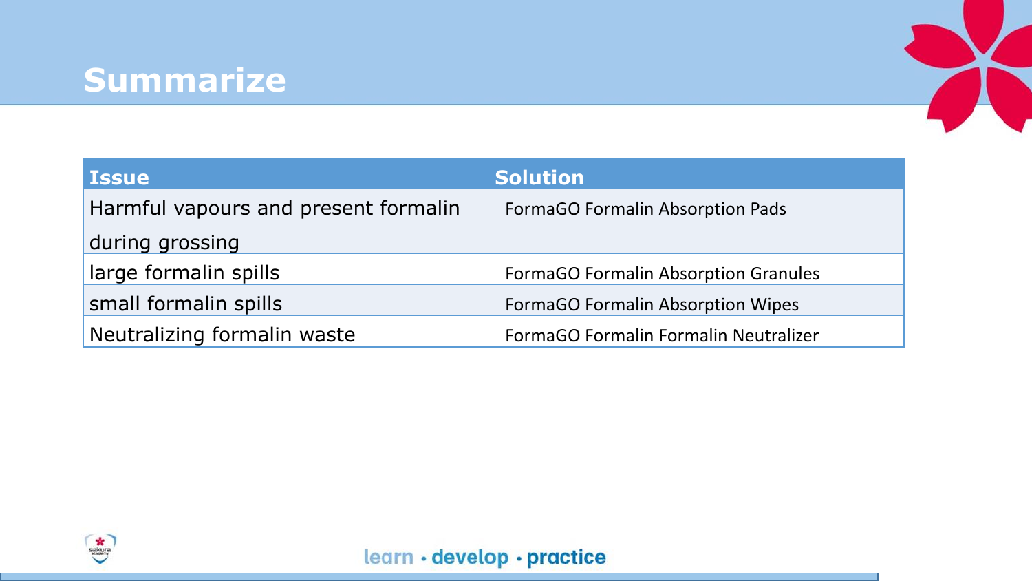# Summarize

| Issue | Solution |
|---|---|
| Harmful vapours and present formalin during grossing | FormaGO Formalin Absorption Pads |
| large formalin spills | FormaGO Formalin Absorption Granules |
| small formalin spills | FormaGO Formalin Absorption Wipes |
| Neutralizing formalin waste | FormaGO Formalin Formalin Neutralizer |

learn • develop • practice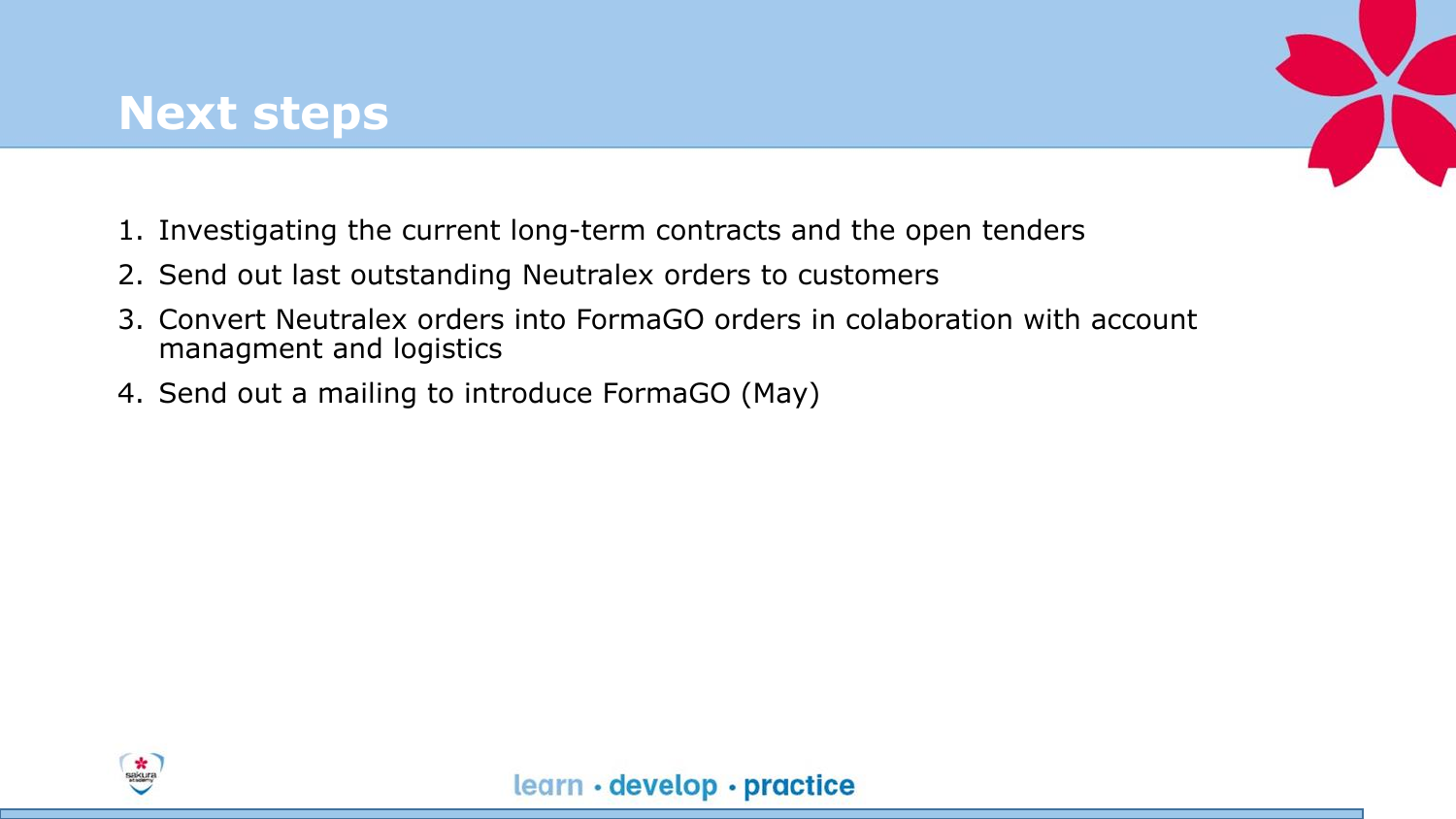# Next steps

1. Investigating the current long-term contracts and the open tenders
2. Send out last outstanding Neutralex orders to customers
3. Convert Neutralex orders into FormaGO orders in colaboration with account managment and logistics
4. Send out a mailing to introduce FormaGO (May)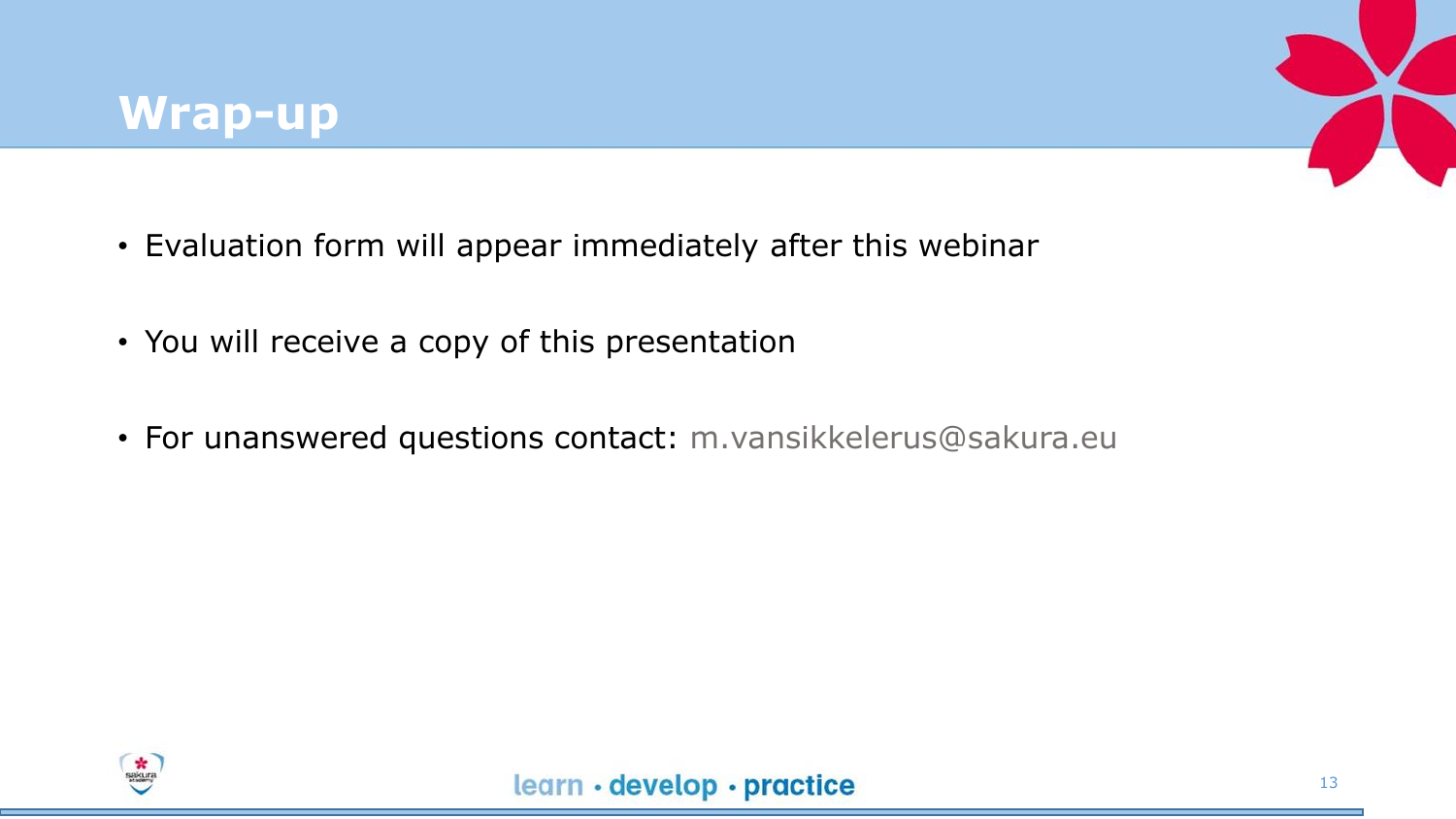# Wrap-up

- Evaluation form will appear immediately after this webinar
- You will receive a copy of this presentation
- For unanswered questions contact: m.vansikkelerus@sakura.eu

learn • develop • practice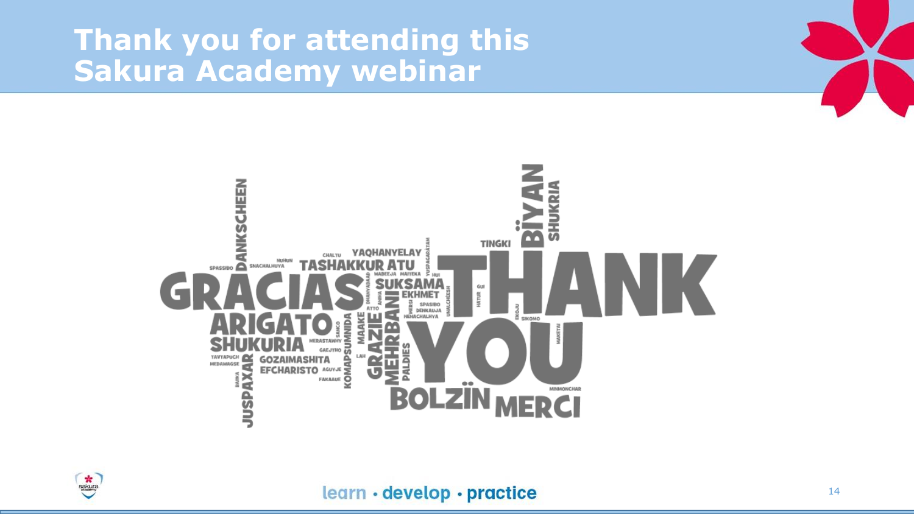# Thank you for attending this Sakura Academy webinar

DANKSCHEEN
SPASSIBO
SNACHALHUYA
NUHUN
CHALTU
YAQHANYELAY
TASHAKKUR ATU
YUSPAGARATAM
TINGKI
BIYAN
SHUKRIA
GRACIAS
WABEEJA
MAITEKA
HUI
SUKSAMA
DHANYAVAD
EKHMET
GUI
HATUR
UNALCHEESH
SPASIBO
DENKAUJA
ATTO
ANNHA
MERSI
NENACHALHYA
EKOJU
SIKOMO
THANK
ARIGATO
SANCO
MERASTAHHY
KOMAPSUMNIDA
MAAKE
GRAZIE
MEHRBANI
PALDIES
YOU
MAKETAI
SHUKURIA
GAEJTHO
LAH
TAVTAPUCH
MEDAWAGSE
GOZAIMASHITA
EFCHARISTO
AGUYJE
FAKAAUE
BAIKA
JUSPAXAR
BOLZÏN
MERCI
MINMONCHAR

learn • develop • practice